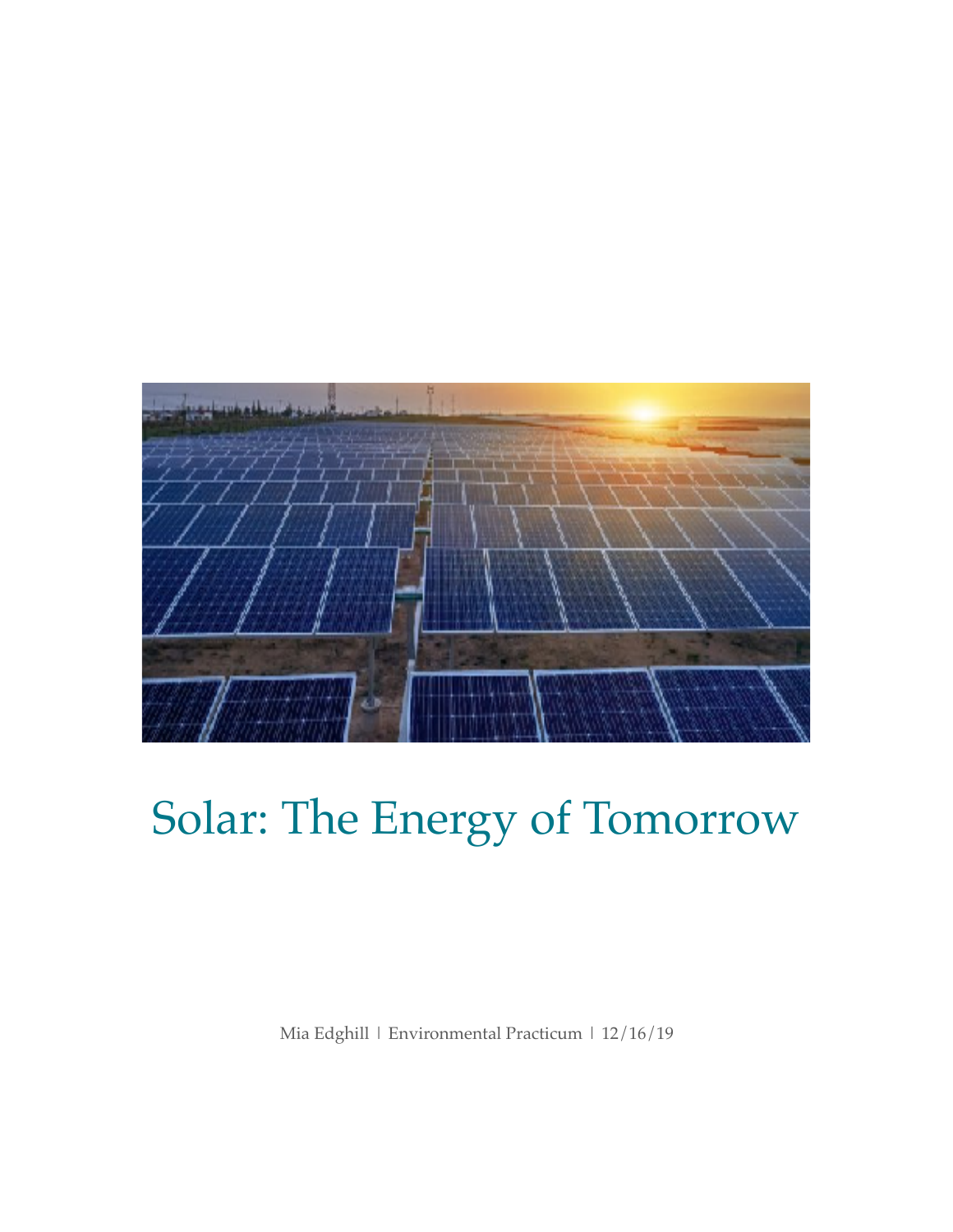# Solar: The Energy of Tomorrow

Mia Edghill | Environmental Practicum | 12/16/19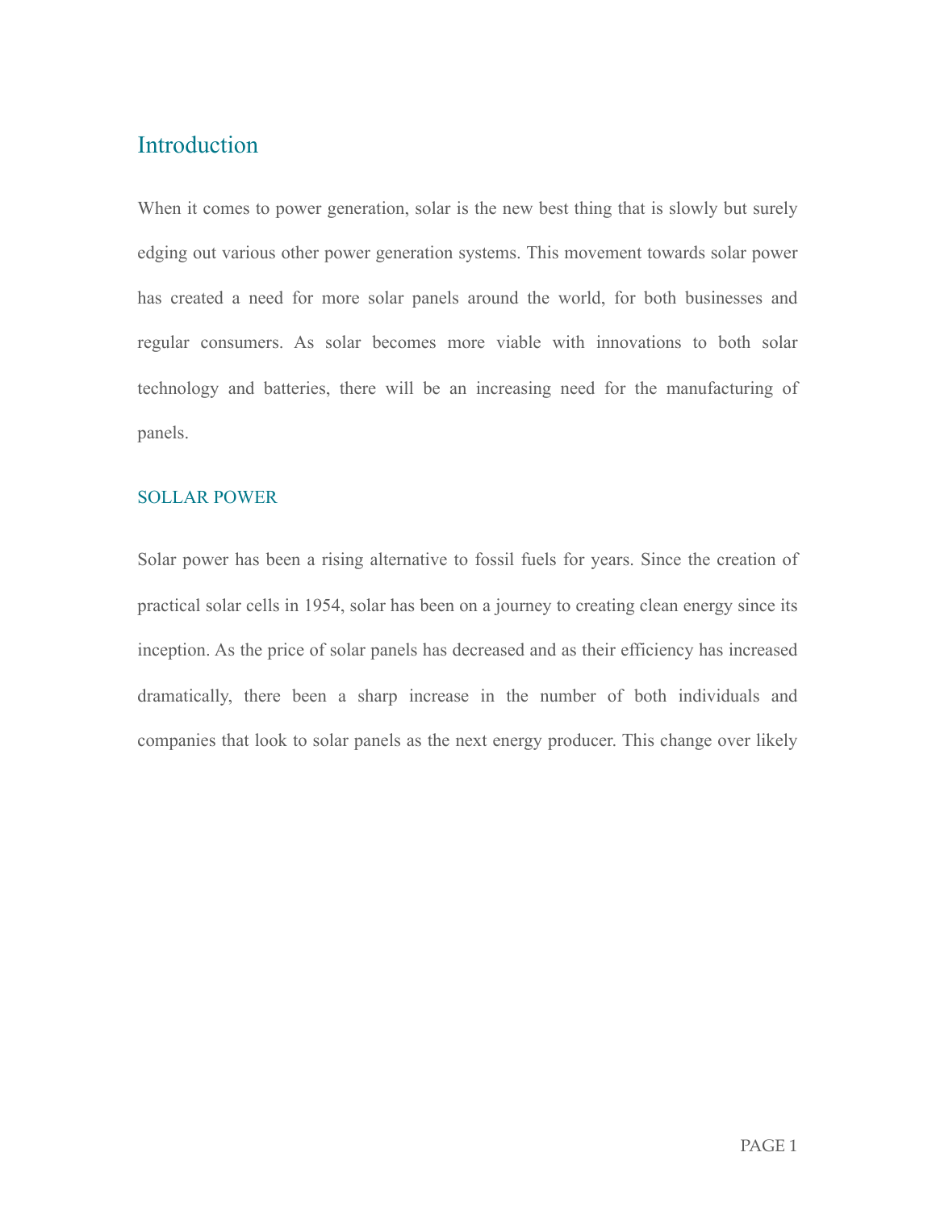# Introduction

When it comes to power generation, solar is the new best thing that is slowly but surely edging out various other power generation systems. This movement towards solar power has created a need for more solar panels around the world, for both businesses and regular consumers. As solar becomes more viable with innovations to both solar technology and batteries, there will be an increasing need for the manufacturing of panels.

## SOLLAR POWER

Solar power has been a rising alternative to fossil fuels for years. Since the creation of practical solar cells in 1954, solar has been on a journey to creating clean energy since its inception. As the price of solar panels has decreased and as their efficiency has increased dramatically, there been a sharp increase in the number of both individuals and companies that look to solar panels as the next energy producer. This change over likely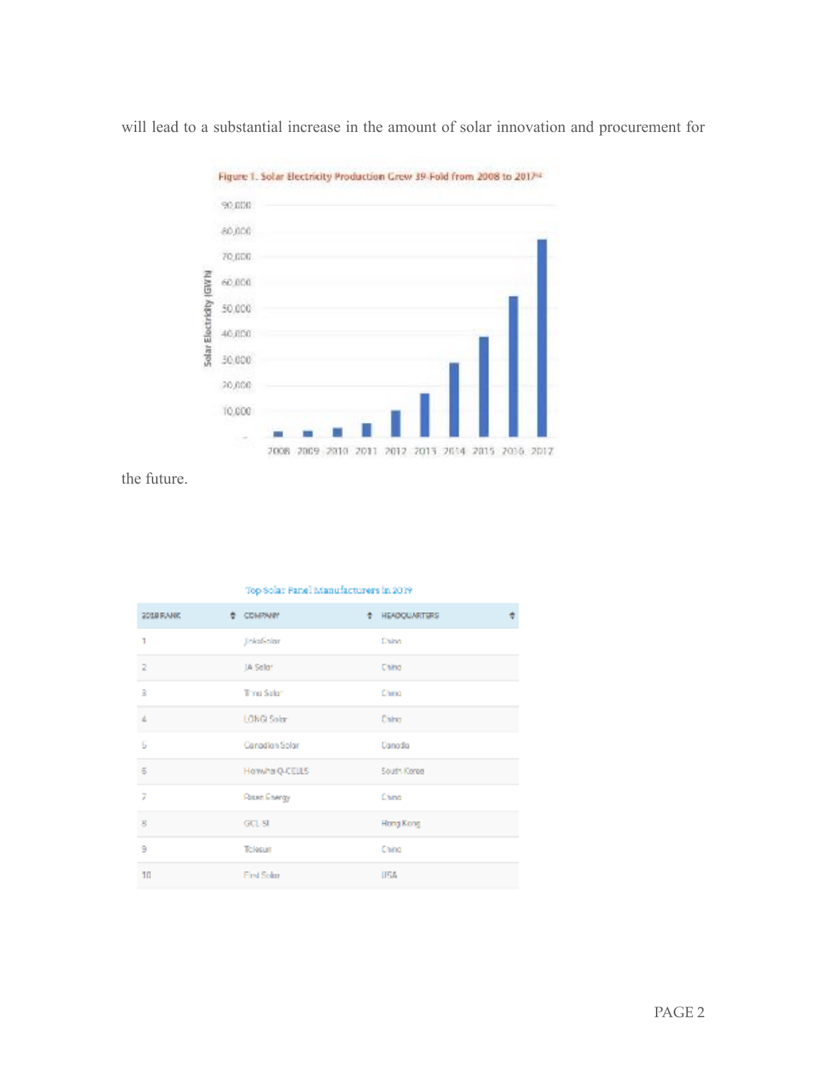will lead to a substantial increase in the amount of solar innovation and procurement for

Figure 1. Solar Electricity Production Grew 39-Fold from 2008 to 2017[14]

the future.

Top Solar Panel Manufacturers in 2019

| 2018 RANK | COMPANY | HEADQUARTERS |
|---|---|---|
| 1 | JinkoSolar | China |
| 2 | JA Solar | China |
| 3 | Trina Solar | China |
| 4 | LONGi Solar | China |
| 5 | Canadian Solar | Canada |
| 6 | Hanwha Q-CELLS | South Korea |
| 7 | Risen Energy | China |
| 8 | GCL SI | Hong Kong |
| 9 | Talesun | China |
| 10 | First Solar | USA |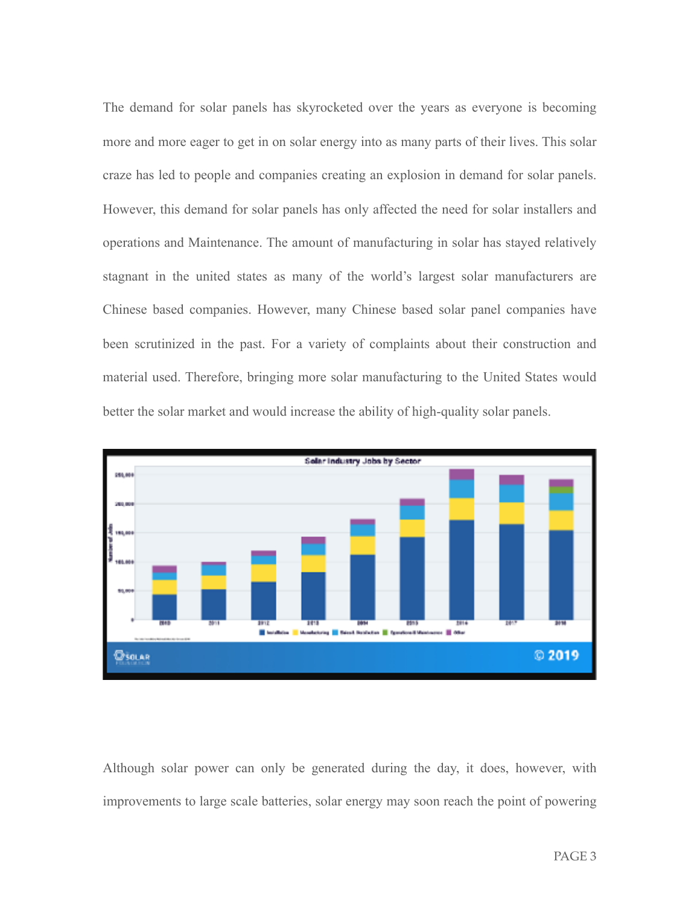The demand for solar panels has skyrocketed over the years as everyone is becoming more and more eager to get in on solar energy into as many parts of their lives. This solar craze has led to people and companies creating an explosion in demand for solar panels. However, this demand for solar panels has only affected the need for solar installers and operations and Maintenance. The amount of manufacturing in solar has stayed relatively stagnant in the united states as many of the world's largest solar manufacturers are Chinese based companies. However, many Chinese based solar panel companies have been scrutinized in the past. For a variety of complaints about their construction and material used. Therefore, bringing more solar manufacturing to the United States would better the solar market and would increase the ability of high-quality solar panels.

Although solar power can only be generated during the day, it does, however, with improvements to large scale batteries, solar energy may soon reach the point of powering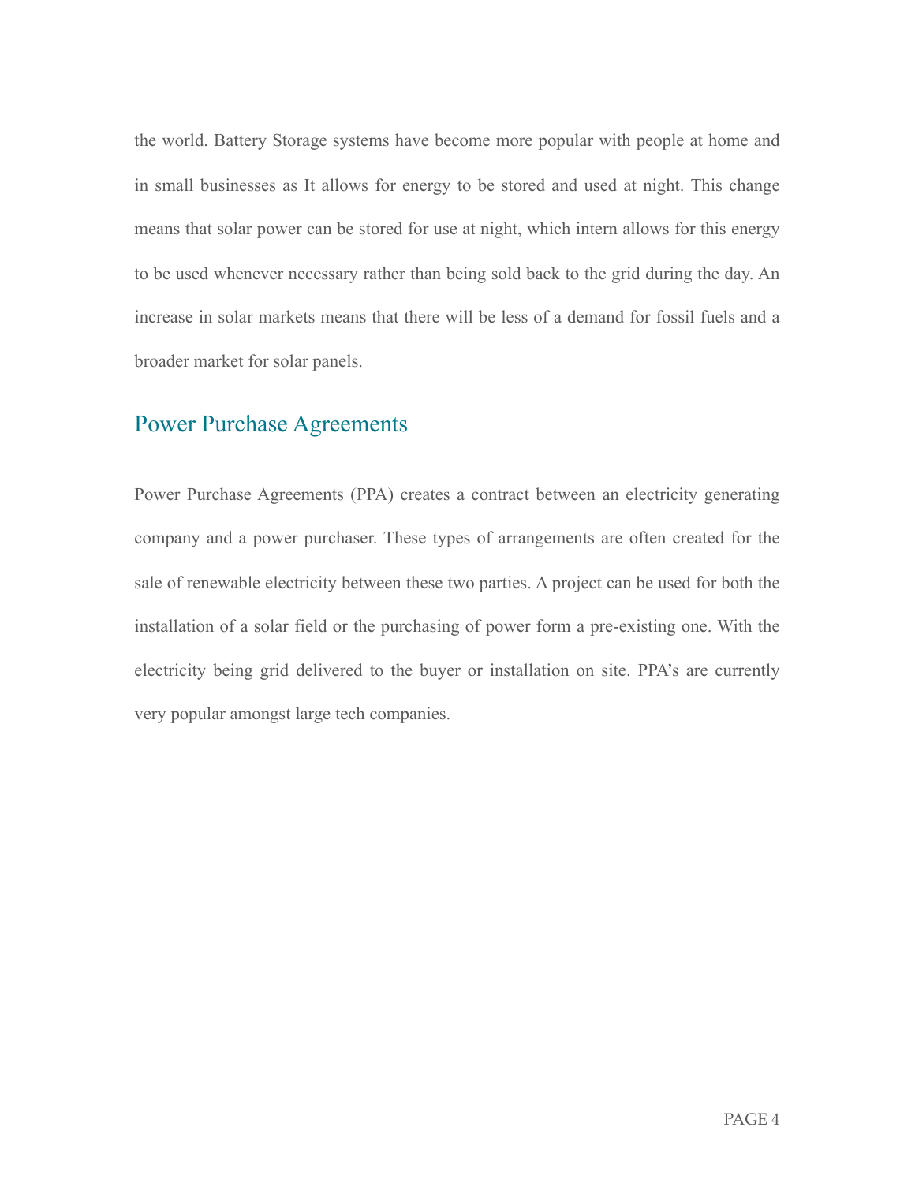the world. Battery Storage systems have become more popular with people at home and in small businesses as It allows for energy to be stored and used at night. This change means that solar power can be stored for use at night, which intern allows for this energy to be used whenever necessary rather than being sold back to the grid during the day. An increase in solar markets means that there will be less of a demand for fossil fuels and a broader market for solar panels.

## Power Purchase Agreements

Power Purchase Agreements (PPA) creates a contract between an electricity generating company and a power purchaser. These types of arrangements are often created for the sale of renewable electricity between these two parties. A project can be used for both the installation of a solar field or the purchasing of power form a pre-existing one. With the electricity being grid delivered to the buyer or installation on site. PPA's are currently very popular amongst large tech companies.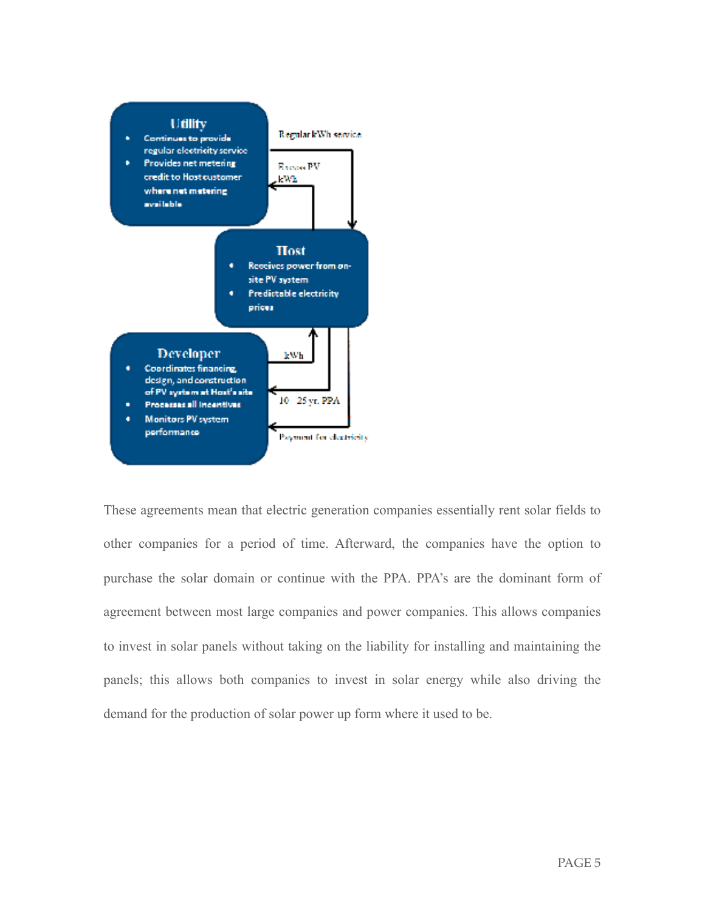**Utility**

- Continues to provide regular electricity service
- Provides net metering credit to Host customer where net metering available

Regular kWh service

Excess PV kWh

**Host**

- Receives power from on-site PV system
- Predictable electricity prices

kWh

10 – 25 yr. PPA

Payment for electricity

**Developer**

- Coordinates financing, design, and construction of PV system at Host's site
- Processes all incentives
- Monitors PV system performance

These agreements mean that electric generation companies essentially rent solar fields to other companies for a period of time. Afterward, the companies have the option to purchase the solar domain or continue with the PPA. PPA's are the dominant form of agreement between most large companies and power companies. This allows companies to invest in solar panels without taking on the liability for installing and maintaining the panels; this allows both companies to invest in solar energy while also driving the demand for the production of solar power up form where it used to be.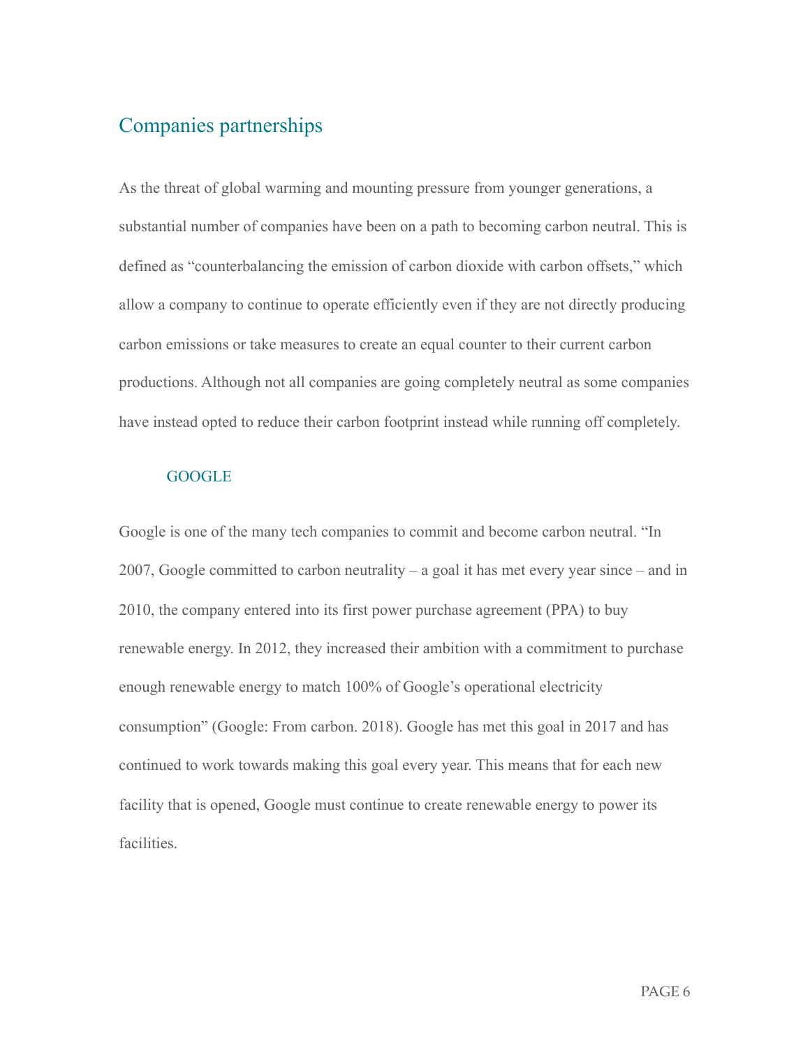## Companies partnerships

As the threat of global warming and mounting pressure from younger generations, a substantial number of companies have been on a path to becoming carbon neutral. This is defined as "counterbalancing the emission of carbon dioxide with carbon offsets," which allow a company to continue to operate efficiently even if they are not directly producing carbon emissions or take measures to create an equal counter to their current carbon productions. Although not all companies are going completely neutral as some companies have instead opted to reduce their carbon footprint instead while running off completely.

### GOOGLE

Google is one of the many tech companies to commit and become carbon neutral. "In 2007, Google committed to carbon neutrality – a goal it has met every year since – and in 2010, the company entered into its first power purchase agreement (PPA) to buy renewable energy. In 2012, they increased their ambition with a commitment to purchase enough renewable energy to match 100% of Google's operational electricity consumption" (Google: From carbon. 2018). Google has met this goal in 2017 and has continued to work towards making this goal every year. This means that for each new facility that is opened, Google must continue to create renewable energy to power its facilities.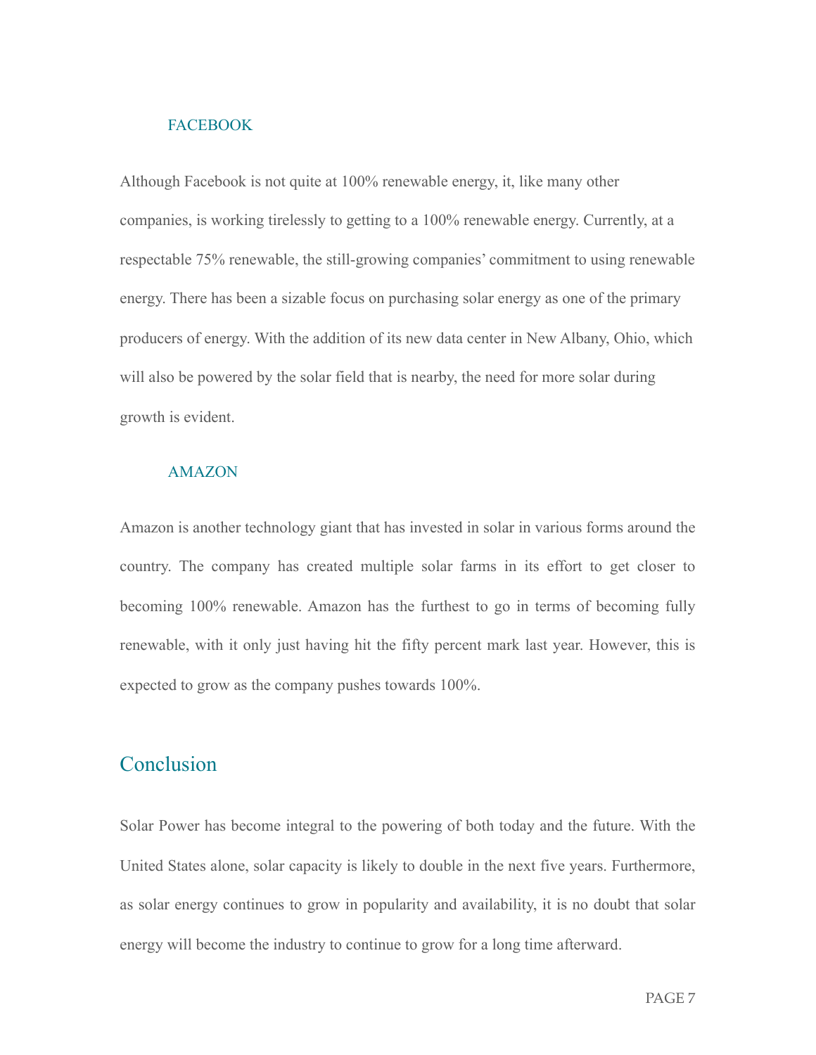### FACEBOOK

Although Facebook is not quite at 100% renewable energy, it, like many other companies, is working tirelessly to getting to a 100% renewable energy. Currently, at a respectable 75% renewable, the still-growing companies' commitment to using renewable energy. There has been a sizable focus on purchasing solar energy as one of the primary producers of energy. With the addition of its new data center in New Albany, Ohio, which will also be powered by the solar field that is nearby, the need for more solar during growth is evident.

### AMAZON

Amazon is another technology giant that has invested in solar in various forms around the country. The company has created multiple solar farms in its effort to get closer to becoming 100% renewable. Amazon has the furthest to go in terms of becoming fully renewable, with it only just having hit the fifty percent mark last year. However, this is expected to grow as the company pushes towards 100%.

## Conclusion

Solar Power has become integral to the powering of both today and the future. With the United States alone, solar capacity is likely to double in the next five years. Furthermore, as solar energy continues to grow in popularity and availability, it is no doubt that solar energy will become the industry to continue to grow for a long time afterward.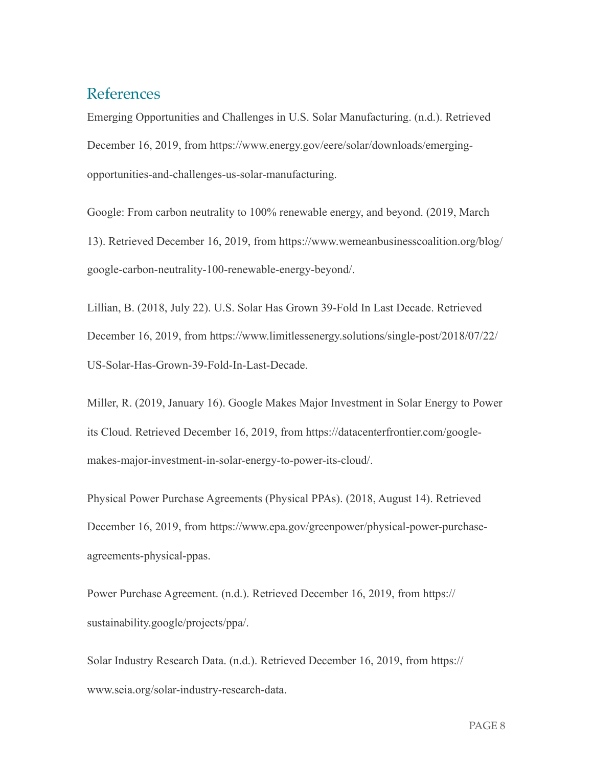## References

Emerging Opportunities and Challenges in U.S. Solar Manufacturing. (n.d.). Retrieved December 16, 2019, from https://www.energy.gov/eere/solar/downloads/emerging-opportunities-and-challenges-us-solar-manufacturing.

Google: From carbon neutrality to 100% renewable energy, and beyond. (2019, March 13). Retrieved December 16, 2019, from https://www.wemeanbusinesscoalition.org/blog/google-carbon-neutrality-100-renewable-energy-beyond/.

Lillian, B. (2018, July 22). U.S. Solar Has Grown 39-Fold In Last Decade. Retrieved December 16, 2019, from https://www.limitlessenergy.solutions/single-post/2018/07/22/US-Solar-Has-Grown-39-Fold-In-Last-Decade.

Miller, R. (2019, January 16). Google Makes Major Investment in Solar Energy to Power its Cloud. Retrieved December 16, 2019, from https://datacenterfrontier.com/google-makes-major-investment-in-solar-energy-to-power-its-cloud/.

Physical Power Purchase Agreements (Physical PPAs). (2018, August 14). Retrieved December 16, 2019, from https://www.epa.gov/greenpower/physical-power-purchase-agreements-physical-ppas.

Power Purchase Agreement. (n.d.). Retrieved December 16, 2019, from https://sustainability.google/projects/ppa/.

Solar Industry Research Data. (n.d.). Retrieved December 16, 2019, from https://www.seia.org/solar-industry-research-data.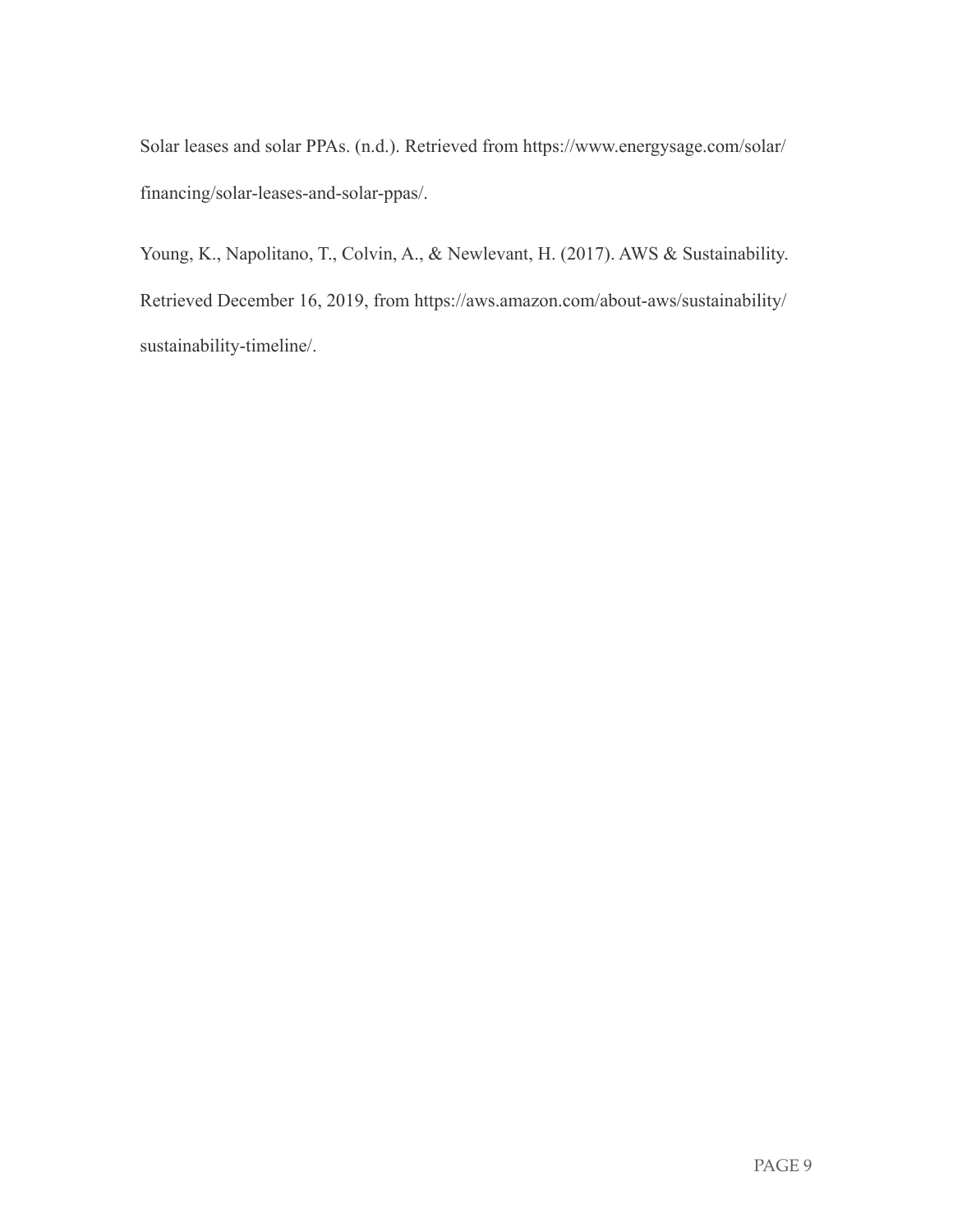Solar leases and solar PPAs. (n.d.). Retrieved from https://www.energysage.com/solar/financing/solar-leases-and-solar-ppas/.

Young, K., Napolitano, T., Colvin, A., & Newlevant, H. (2017). AWS & Sustainability. Retrieved December 16, 2019, from https://aws.amazon.com/about-aws/sustainability/sustainability-timeline/.